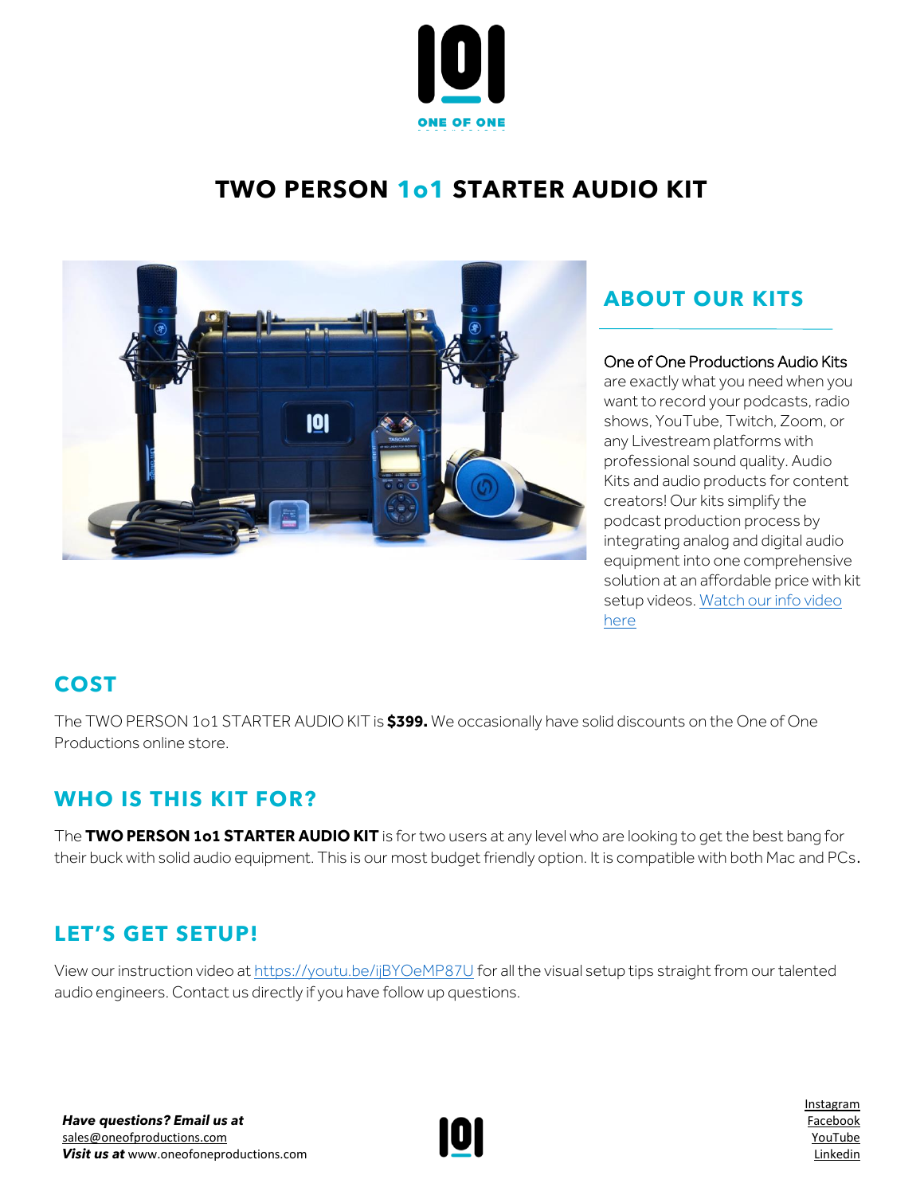ONE OF ONE

# TWO PERSON 1o1 STARTER AUDIO KIT

## ABOUT OUR KITS

One of One Productions Audio Kits are exactly what you need when you want to record your podcasts, radio shows, YouTube, Twitch, Zoom, or any Livestream platforms with professional sound quality. Audio Kits and audio products for content creators! Our kits simplify the podcast production process by integrating analog and digital audio equipment into one comprehensive solution at an affordable price with kit setup videos. [Watch our info video here]()

## COST

The TWO PERSON 1o1 STARTER AUDIO KIT is **$399.** We occasionally have solid discounts on the One of One Productions online store.

## WHO IS THIS KIT FOR?

The **TWO PERSON 1o1 STARTER AUDIO KIT** is for two users at any level who are looking to get the best bang for their buck with solid audio equipment. This is our most budget friendly option. It is compatible with both Mac and PCs.

## LET'S GET SETUP!

View our instruction video at https://youtu.be/ijBYOeMP87U for all the visual setup tips straight from our talented audio engineers. Contact us directly if you have follow up questions.

***Have questions? Email us at*** sales@oneofproductions.com
***Visit us at*** www.oneofoneproductions.com

Instagram
Facebook
YouTube
Linkedin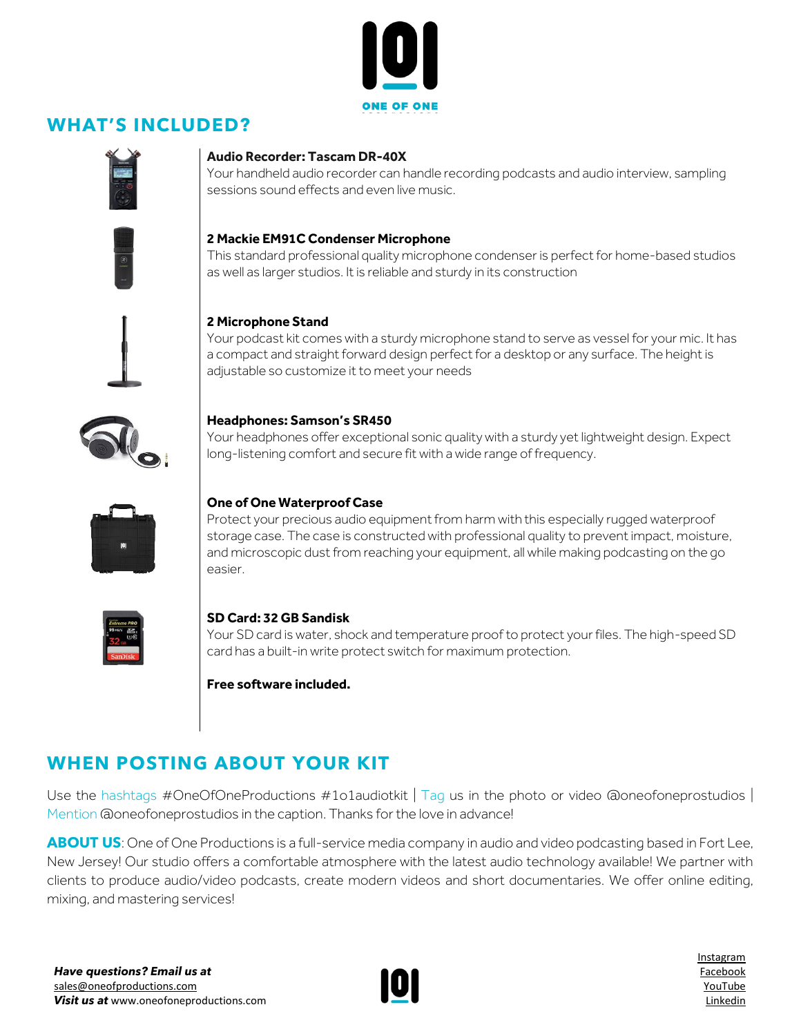ONE OF ONE

## WHAT'S INCLUDED?

**Audio Recorder: Tascam DR-40X**
Your handheld audio recorder can handle recording podcasts and audio interview, sampling sessions sound effects and even live music.

**2 Mackie EM91C Condenser Microphone**
This standard professional quality microphone condenser is perfect for home-based studios as well as larger studios. It is reliable and sturdy in its construction

**2 Microphone Stand**
Your podcast kit comes with a sturdy microphone stand to serve as vessel for your mic. It has a compact and straight forward design perfect for a desktop or any surface. The height is adjustable so customize it to meet your needs

**Headphones: Samson's SR450**
Your headphones offer exceptional sonic quality with a sturdy yet lightweight design. Expect long-listening comfort and secure fit with a wide range of frequency.

**One of One Waterproof Case**
Protect your precious audio equipment from harm with this especially rugged waterproof storage case. The case is constructed with professional quality to prevent impact, moisture, and microscopic dust from reaching your equipment, all while making podcasting on the go easier.

**SD Card: 32 GB Sandisk**
Your SD card is water, shock and temperature proof to protect your files. The high-speed SD card has a built-in write protect switch for maximum protection.

**Free software included.**

## WHEN POSTING ABOUT YOUR KIT

Use the hashtags #OneOfOneProductions #1o1audiotkit | Tag us in the photo or video @oneofoneprostudios | Mention @oneofoneprostudios in the caption. Thanks for the love in advance!

**ABOUT US**: One of One Productions is a full-service media company in audio and video podcasting based in Fort Lee, New Jersey! Our studio offers a comfortable atmosphere with the latest audio technology available! We partner with clients to produce audio/video podcasts, create modern videos and short documentaries. We offer online editing, mixing, and mastering services!

***Have questions? Email us at***
sales@oneofproductions.com
***Visit us at*** www.oneofoneproductions.com

Instagram
Facebook
YouTube
Linkedin